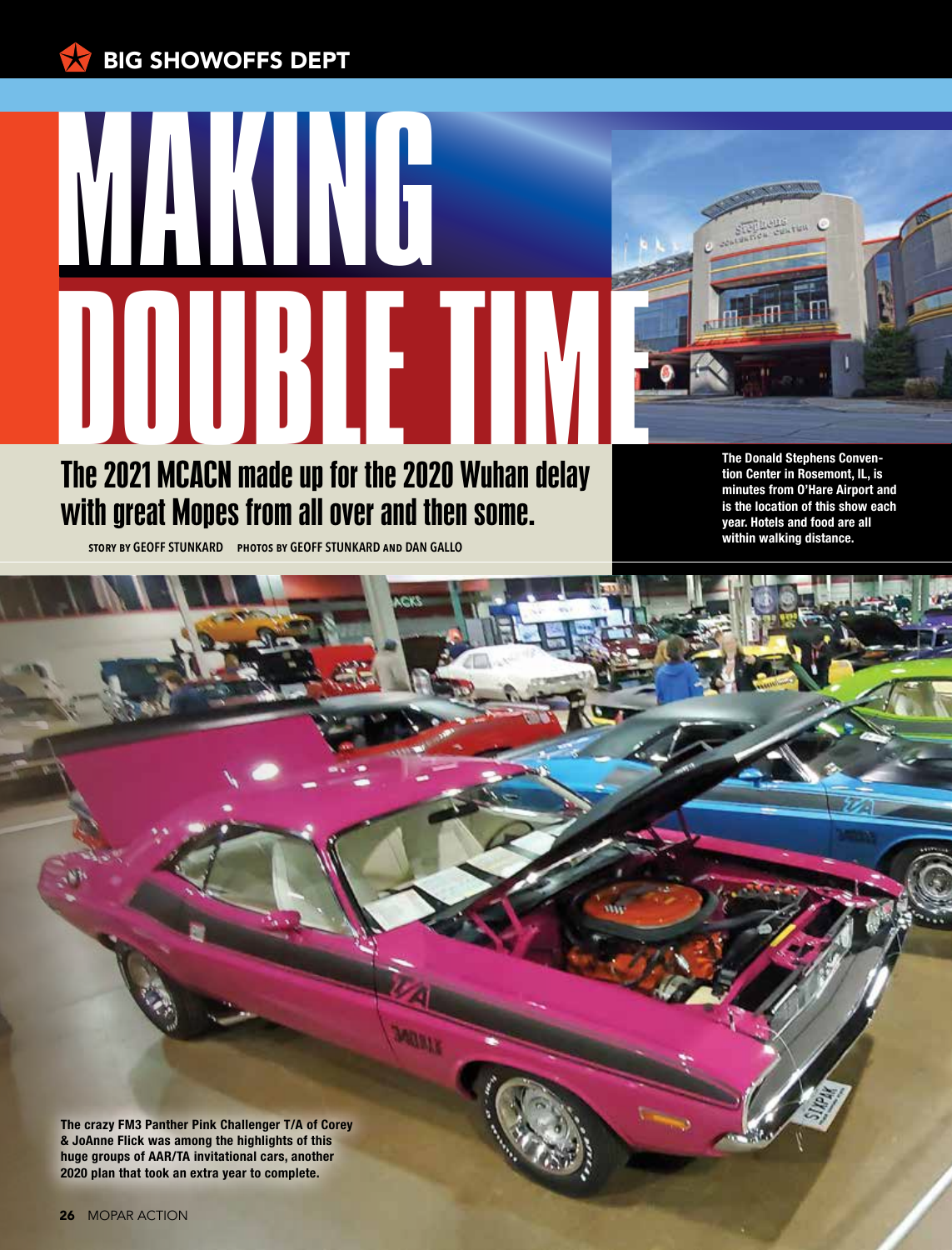BIG SHOWOFFS DEPT

# MAKING DOUBLE TIME

## The 2021 MCACN made up for the 2020 Wuhan delay with great Mopes from all over and then some.

STORY BY GEOFF STUNKARD PHOTOS BY GEOFF STUNKARD AND DAN GALLO

**The Donald Stephens Convention Center in Rosemont, IL, is minutes from O'Hare Airport and is the location of this show each year. Hotels and food are all within walking distance.**

**The crazy FM3 Panther Pink Challenger T/A of Corey & JoAnne Flick was among the highlights of this huge groups of AAR/TA invitational cars, another 2020 plan that took an extra year to complete.**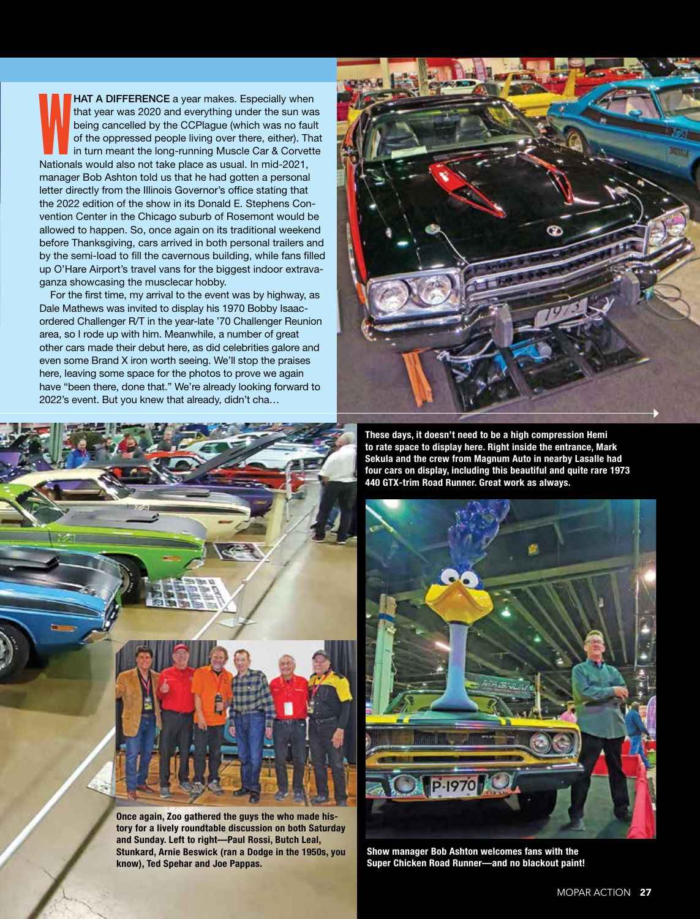**WHAT A DIFFERENCE** a year makes. Especially when that year was 2020 and everything under the sun was being cancelled by the CCPlague (which was no fault of the oppressed people living over there, either). That in turn meant the long-running Muscle Car & Corvette Nationals would also not take place as usual. In mid-2021, manager Bob Ashton told us that he had gotten a personal letter directly from the Illinois Governor's office stating that the 2022 edition of the show in its Donald E. Stephens Convention Center in the Chicago suburb of Rosemont would be allowed to happen. So, once again on its traditional weekend before Thanksgiving, cars arrived in both personal trailers and by the semi-load to fill the cavernous building, while fans filled up O'Hare Airport's travel vans for the biggest indoor extravaganza showcasing the musclecar hobby.

For the first time, my arrival to the event was by highway, as Dale Mathews was invited to display his 1970 Bobby Isaac-ordered Challenger R/T in the year-late '70 Challenger Reunion area, so I rode up with him. Meanwhile, a number of great other cars made their debut here, as did celebrities galore and even some Brand X iron worth seeing. We'll stop the praises here, leaving some space for the photos to prove we again have "been there, done that." We're already looking forward to 2022's event. But you knew that already, didn't cha…

**These days, it doesn't need to be a high compression Hemi to rate space to display here. Right inside the entrance, Mark Sekula and the crew from Magnum Auto in nearby Lasalle had four cars on display, including this beautiful and quite rare 1973 440 GTX-trim Road Runner. Great work as always.**

**Once again, Zoo gathered the guys the who made history for a lively roundtable discussion on both Saturday and Sunday. Left to right—Paul Rossi, Butch Leal, Stunkard, Arnie Beswick (ran a Dodge in the 1950s, you know), Ted Spehar and Joe Pappas.**

**Show manager Bob Ashton welcomes fans with the Super Chicken Road Runner—and no blackout paint!**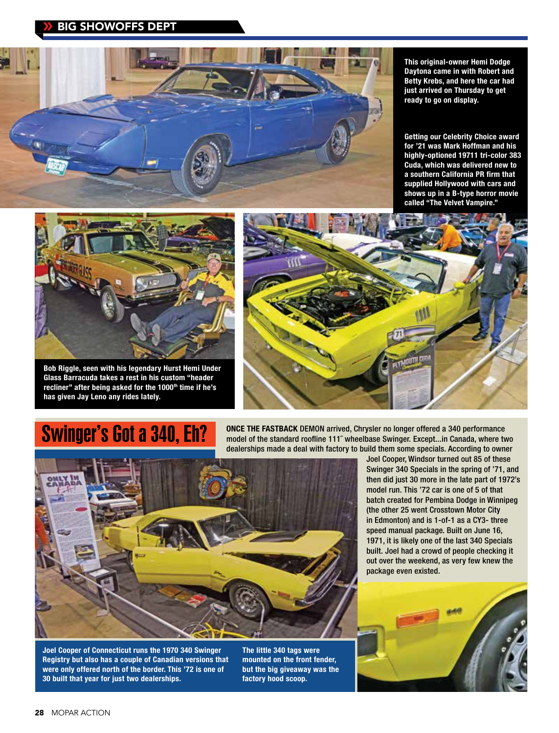This original-owner Hemi Dodge Daytona came in with Robert and Betty Krebs, and here the car had just arrived on Thursday to get ready to go on display.

Getting our Celebrity Choice award for '21 was Mark Hoffman and his highly-optioned 19711 tri-color 383 Cuda, which was delivered new to a southern California PR firm that supplied Hollywood with cars and shows up in a B-type horror movie called "The Velvet Vampire."

Bob Riggle, seen with his legendary Hurst Hemi Under Glass Barracuda takes a rest in his custom "header recliner" after being asked for the 1000th time if he's has given Jay Leno any rides lately.

# Swinger's Got a 340, Eh?

**ONCE THE FASTBACK** DEMON arrived, Chrysler no longer offered a 340 performance model of the standard roofline 111″ wheelbase Swinger. Except...in Canada, where two dealerships made a deal with factory to build them some specials. According to owner Joel Cooper, Windsor turned out 85 of these Swinger 340 Specials in the spring of '71, and then did just 30 more in the late part of 1972's model run. This '72 car is one of 5 of that batch created for Pembina Dodge in Winnipeg (the other 25 went Crosstown Motor City in Edmonton) and is 1-of-1 as a CY3- three speed manual package. Built on June 16, 1971, it is likely one of the last 340 Specials built. Joel had a crowd of people checking it out over the weekend, as very few knew the package even existed.

Joel Cooper of Connecticut runs the 1970 340 Swinger Registry but also has a couple of Canadian versions that were only offered north of the border. This '72 is one of 30 built that year for just two dealerships.

The little 340 tags were mounted on the front fender, but the big giveaway was the factory hood scoop.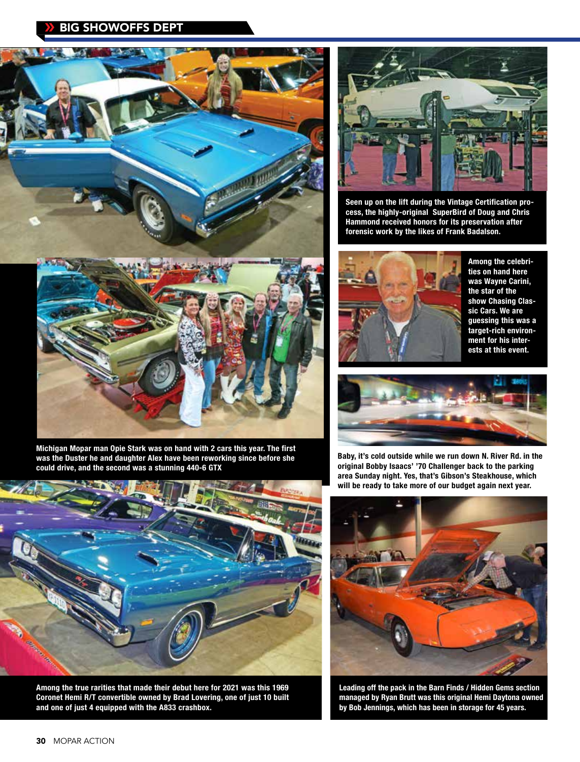Michigan Mopar man Opie Stark was on hand with 2 cars this year. The first was the Duster he and daughter Alex have been reworking since before she could drive, and the second was a stunning 440-6 GTX

Among the true rarities that made their debut here for 2021 was this 1969 Coronet Hemi R/T convertible owned by Brad Lovering, one of just 10 built and one of just 4 equipped with the A833 crashbox.

Seen up on the lift during the Vintage Certification process, the highly-original SuperBird of Doug and Chris Hammond received honors for its preservation after forensic work by the likes of Frank Badalson.

Among the celebrities on hand here was Wayne Carini, the star of the show Chasing Classic Cars. We are guessing this was a target-rich environment for his interests at this event.

Baby, it's cold outside while we run down N. River Rd. in the original Bobby Isaacs' '70 Challenger back to the parking area Sunday night. Yes, that's Gibson's Steakhouse, which will be ready to take more of our budget again next year.

Leading off the pack in the Barn Finds / Hidden Gems section managed by Ryan Brutt was this original Hemi Daytona owned by Bob Jennings, which has been in storage for 45 years.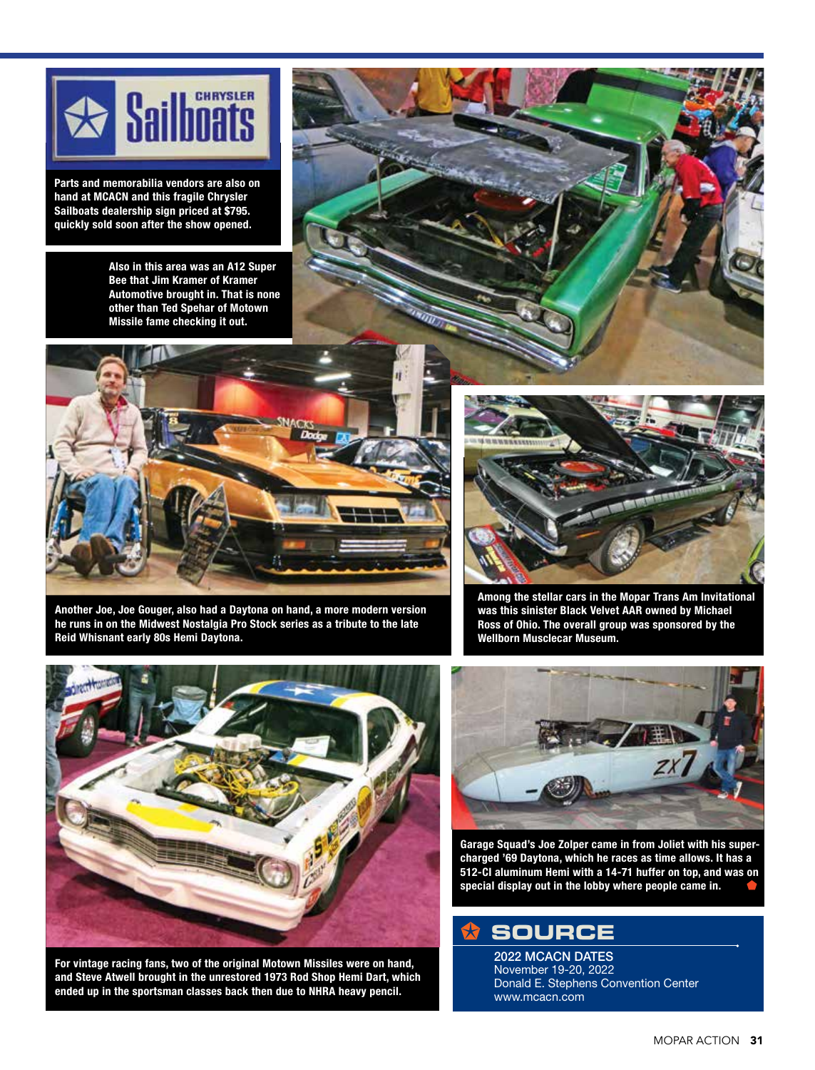Parts and memorabilia vendors are also on hand at MCACN and this fragile Chrysler Sailboats dealership sign priced at $795. quickly sold soon after the show opened.

Also in this area was an A12 Super Bee that Jim Kramer of Kramer Automotive brought in. That is none other than Ted Spehar of Motown Missile fame checking it out.

Another Joe, Joe Gouger, also had a Daytona on hand, a more modern version he runs in on the Midwest Nostalgia Pro Stock series as a tribute to the late Reid Whisnant early 80s Hemi Daytona.

Among the stellar cars in the Mopar Trans Am Invitational was this sinister Black Velvet AAR owned by Michael Ross of Ohio. The overall group was sponsored by the Wellborn Musclecar Museum.

For vintage racing fans, two of the original Motown Missiles were on hand, and Steve Atwell brought in the unrestored 1973 Rod Shop Hemi Dart, which ended up in the sportsman classes back then due to NHRA heavy pencil.

Garage Squad's Joe Zolper came in from Joliet with his supercharged '69 Daytona, which he races as time allows. It has a 512-CI aluminum Hemi with a 14-71 huffer on top, and was on special display out in the lobby where people came in.

## SOURCE

2022 MCACN DATES
November 19-20, 2022
Donald E. Stephens Convention Center
www.mcacn.com